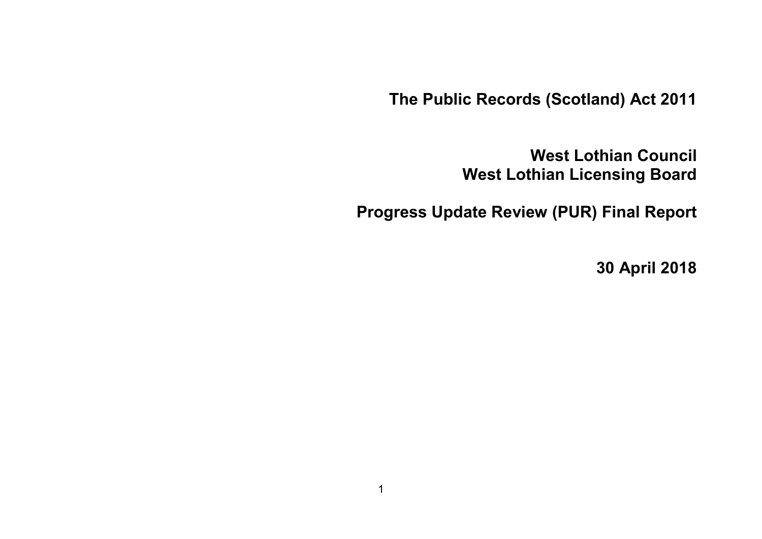# The Public Records (Scotland) Act 2011

## West Lothian Council
## West Lothian Licensing Board

## Progress Update Review (PUR) Final Report

**30 April 2018**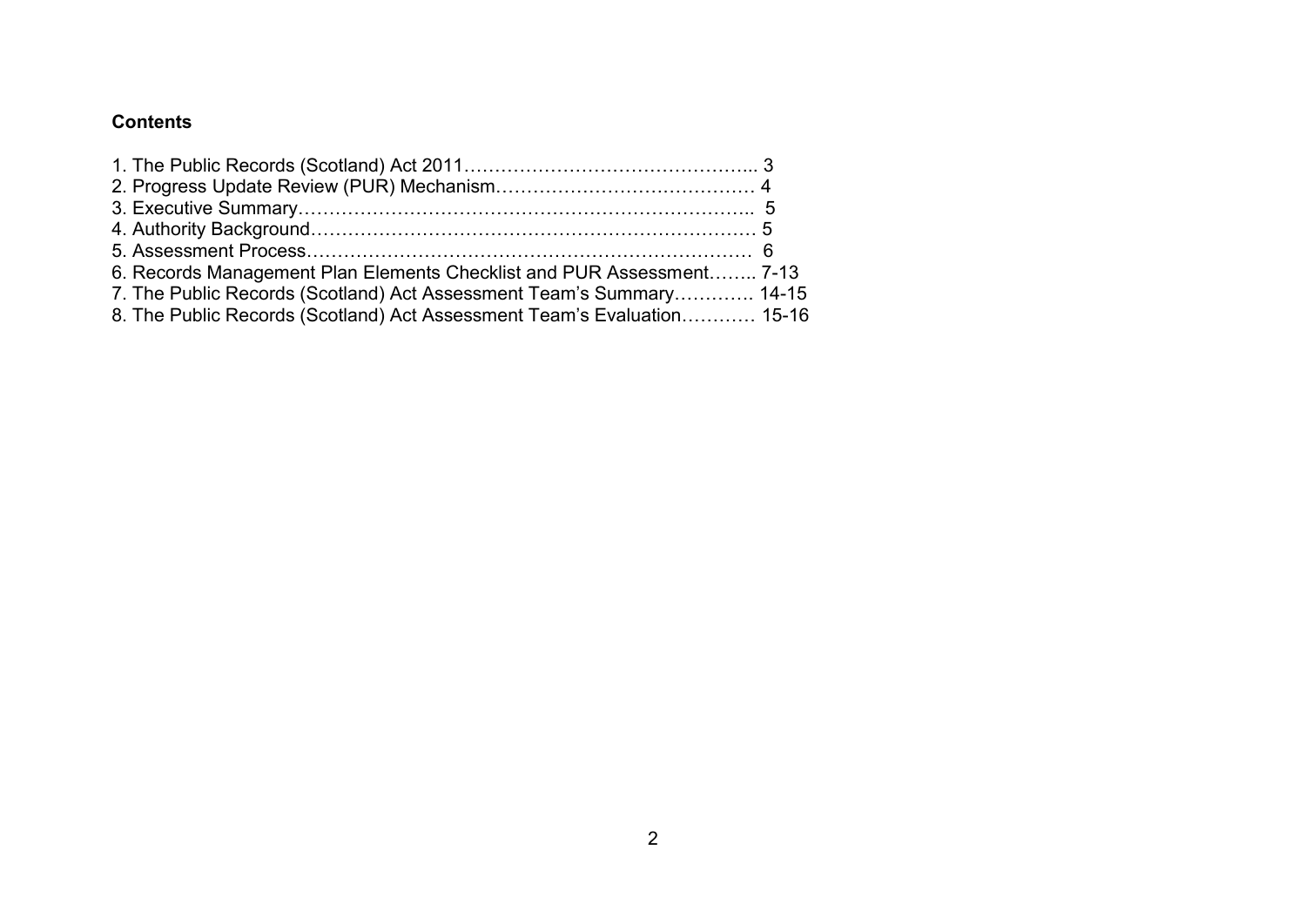**Contents**

1. The Public Records (Scotland) Act 2011………………………………………... 3
2. Progress Update Review (PUR) Mechanism…………………………………… 4
3. Executive Summary……………………………………………………………….. 5
4. Authority Background……………………………………………………………… 5
5. Assessment Process………………………………………………………………  6
6. Records Management Plan Elements Checklist and PUR Assessment…….. 7-13
7. The Public Records (Scotland) Act Assessment Team's Summary…………. 14-15
8. The Public Records (Scotland) Act Assessment Team's Evaluation………… 15-16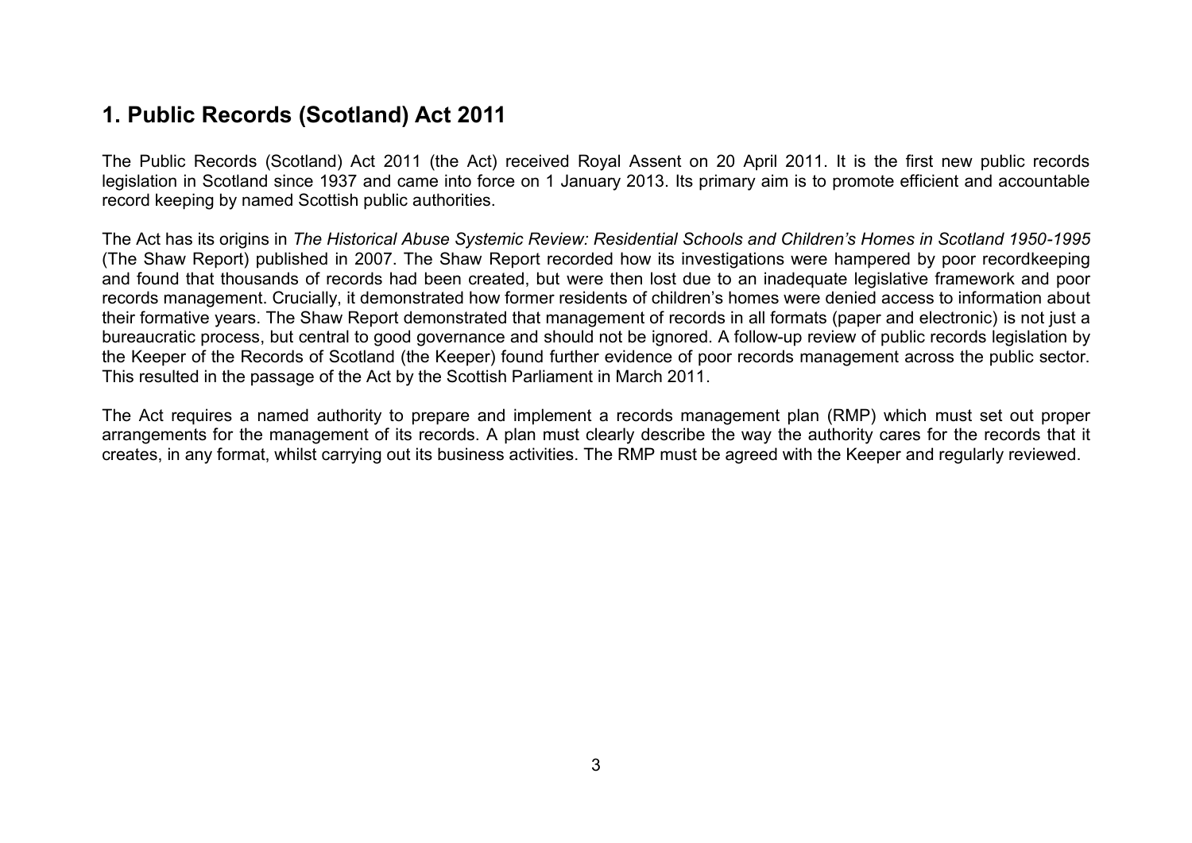## 1. Public Records (Scotland) Act 2011

The Public Records (Scotland) Act 2011 (the Act) received Royal Assent on 20 April 2011. It is the first new public records legislation in Scotland since 1937 and came into force on 1 January 2013. Its primary aim is to promote efficient and accountable record keeping by named Scottish public authorities.

The Act has its origins in *The Historical Abuse Systemic Review: Residential Schools and Children's Homes in Scotland 1950-1995* (The Shaw Report) published in 2007. The Shaw Report recorded how its investigations were hampered by poor recordkeeping and found that thousands of records had been created, but were then lost due to an inadequate legislative framework and poor records management. Crucially, it demonstrated how former residents of children's homes were denied access to information about their formative years. The Shaw Report demonstrated that management of records in all formats (paper and electronic) is not just a bureaucratic process, but central to good governance and should not be ignored. A follow-up review of public records legislation by the Keeper of the Records of Scotland (the Keeper) found further evidence of poor records management across the public sector. This resulted in the passage of the Act by the Scottish Parliament in March 2011.

The Act requires a named authority to prepare and implement a records management plan (RMP) which must set out proper arrangements for the management of its records. A plan must clearly describe the way the authority cares for the records that it creates, in any format, whilst carrying out its business activities. The RMP must be agreed with the Keeper and regularly reviewed.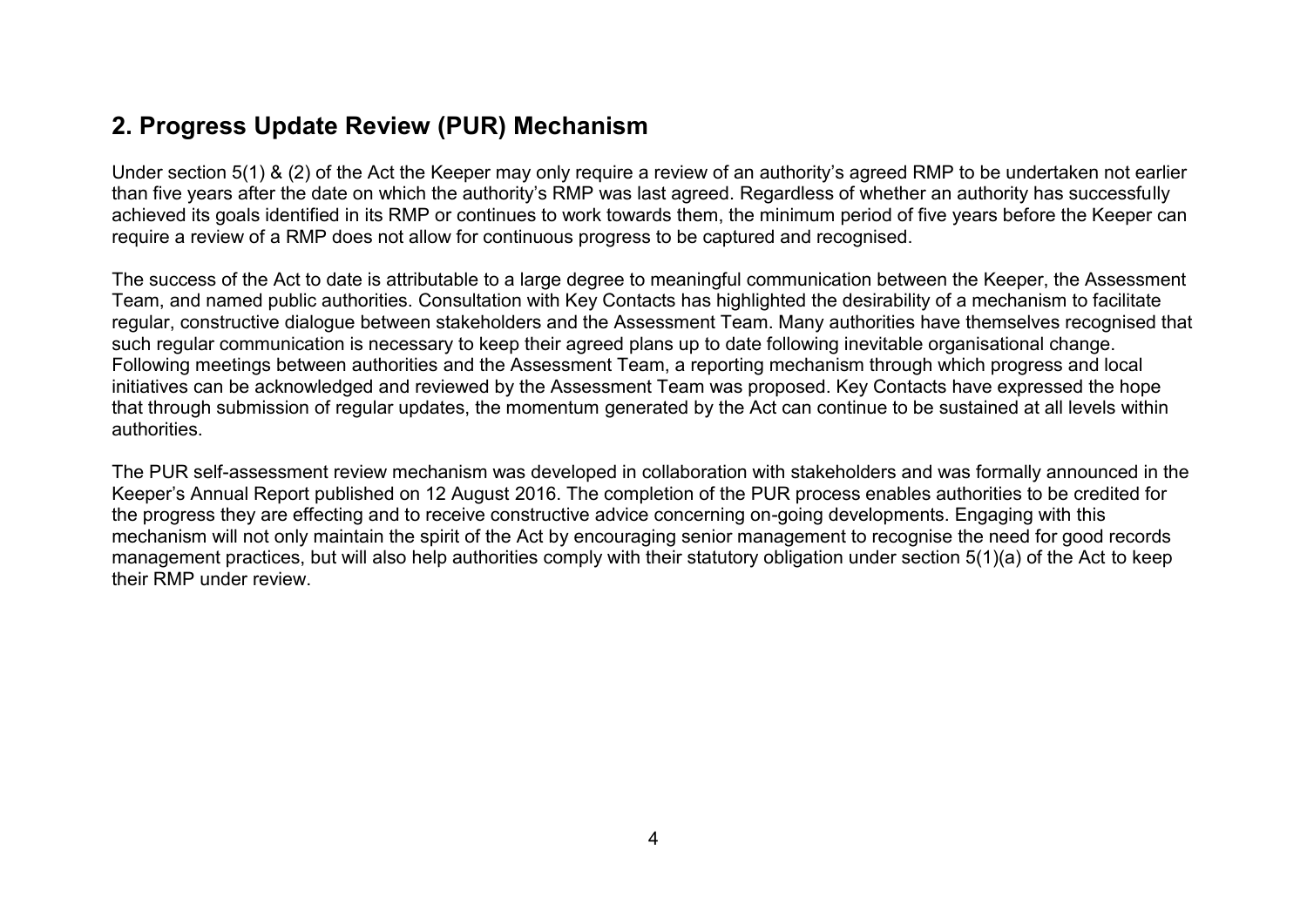## 2. Progress Update Review (PUR) Mechanism

Under section 5(1) & (2) of the Act the Keeper may only require a review of an authority's agreed RMP to be undertaken not earlier than five years after the date on which the authority's RMP was last agreed. Regardless of whether an authority has successfully achieved its goals identified in its RMP or continues to work towards them, the minimum period of five years before the Keeper can require a review of a RMP does not allow for continuous progress to be captured and recognised.

The success of the Act to date is attributable to a large degree to meaningful communication between the Keeper, the Assessment Team, and named public authorities. Consultation with Key Contacts has highlighted the desirability of a mechanism to facilitate regular, constructive dialogue between stakeholders and the Assessment Team. Many authorities have themselves recognised that such regular communication is necessary to keep their agreed plans up to date following inevitable organisational change. Following meetings between authorities and the Assessment Team, a reporting mechanism through which progress and local initiatives can be acknowledged and reviewed by the Assessment Team was proposed. Key Contacts have expressed the hope that through submission of regular updates, the momentum generated by the Act can continue to be sustained at all levels within authorities.

The PUR self-assessment review mechanism was developed in collaboration with stakeholders and was formally announced in the Keeper's Annual Report published on 12 August 2016. The completion of the PUR process enables authorities to be credited for the progress they are effecting and to receive constructive advice concerning on-going developments. Engaging with this mechanism will not only maintain the spirit of the Act by encouraging senior management to recognise the need for good records management practices, but will also help authorities comply with their statutory obligation under section 5(1)(a) of the Act to keep their RMP under review.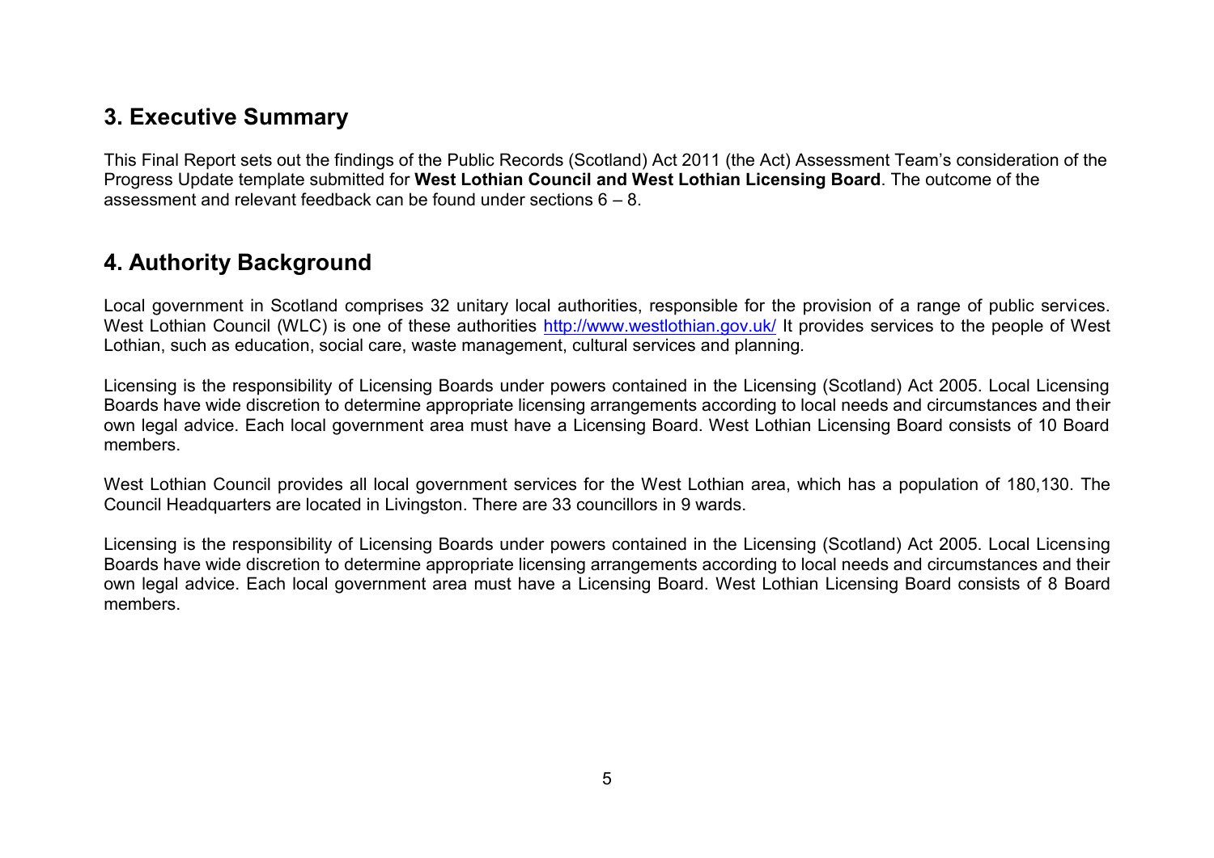## 3. Executive Summary

This Final Report sets out the findings of the Public Records (Scotland) Act 2011 (the Act) Assessment Team's consideration of the Progress Update template submitted for **West Lothian Council and West Lothian Licensing Board**. The outcome of the assessment and relevant feedback can be found under sections 6 – 8.

## 4. Authority Background

Local government in Scotland comprises 32 unitary local authorities, responsible for the provision of a range of public services. West Lothian Council (WLC) is one of these authorities [http://www.westlothian.gov.uk/](http://www.westlothian.gov.uk/) It provides services to the people of West Lothian, such as education, social care, waste management, cultural services and planning.

Licensing is the responsibility of Licensing Boards under powers contained in the Licensing (Scotland) Act 2005. Local Licensing Boards have wide discretion to determine appropriate licensing arrangements according to local needs and circumstances and their own legal advice. Each local government area must have a Licensing Board. West Lothian Licensing Board consists of 10 Board members.

West Lothian Council provides all local government services for the West Lothian area, which has a population of 180,130. The Council Headquarters are located in Livingston. There are 33 councillors in 9 wards.

Licensing is the responsibility of Licensing Boards under powers contained in the Licensing (Scotland) Act 2005. Local Licensing Boards have wide discretion to determine appropriate licensing arrangements according to local needs and circumstances and their own legal advice. Each local government area must have a Licensing Board. West Lothian Licensing Board consists of 8 Board members.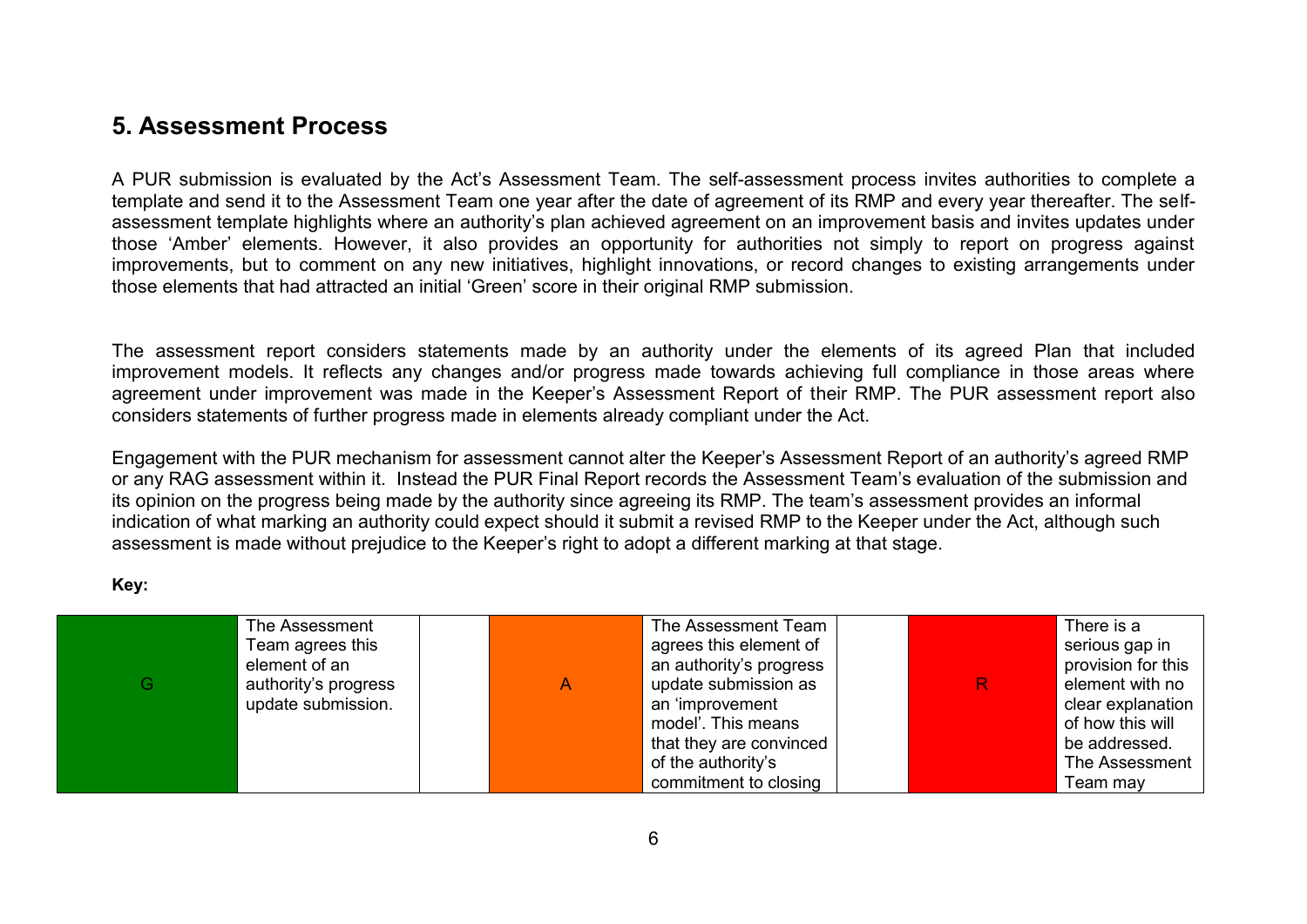## 5. Assessment Process

A PUR submission is evaluated by the Act's Assessment Team. The self-assessment process invites authorities to complete a template and send it to the Assessment Team one year after the date of agreement of its RMP and every year thereafter. The self-assessment template highlights where an authority's plan achieved agreement on an improvement basis and invites updates under those 'Amber' elements. However, it also provides an opportunity for authorities not simply to report on progress against improvements, but to comment on any new initiatives, highlight innovations, or record changes to existing arrangements under those elements that had attracted an initial 'Green' score in their original RMP submission.

The assessment report considers statements made by an authority under the elements of its agreed Plan that included improvement models. It reflects any changes and/or progress made towards achieving full compliance in those areas where agreement under improvement was made in the Keeper's Assessment Report of their RMP. The PUR assessment report also considers statements of further progress made in elements already compliant under the Act.

Engagement with the PUR mechanism for assessment cannot alter the Keeper's Assessment Report of an authority's agreed RMP or any RAG assessment within it. Instead the PUR Final Report records the Assessment Team's evaluation of the submission and its opinion on the progress being made by the authority since agreeing its RMP. The team's assessment provides an informal indication of what marking an authority could expect should it submit a revised RMP to the Keeper under the Act, although such assessment is made without prejudice to the Keeper's right to adopt a different marking at that stage.

**Key:**

| G | The Assessment Team agrees this element of an authority's progress update submission. | | A | The Assessment Team agrees this element of an authority's progress update submission as an 'improvement model'. This means that they are convinced of the authority's commitment to closing | | R | There is a serious gap in provision for this element with no clear explanation of how this will be addressed. The Assessment Team may |
|---|---|---|---|---|---|---|---|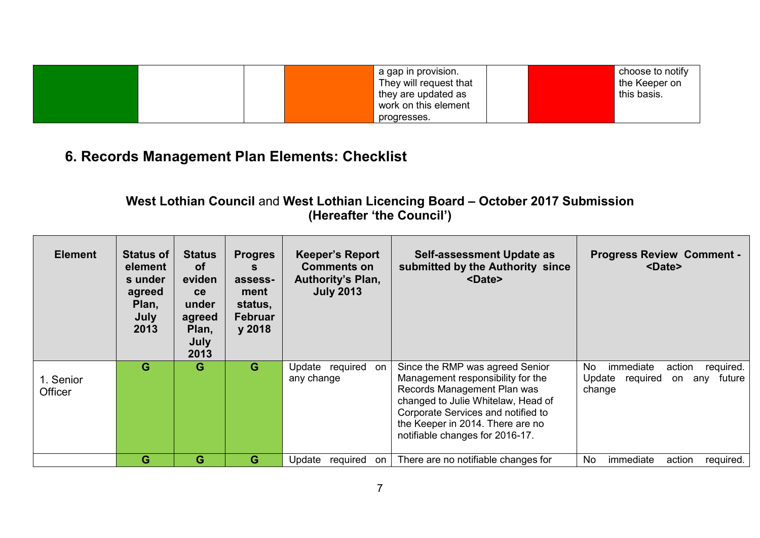| | | | | a gap in provision. They will request that they are updated as work on this element progresses. | | | choose to notify the Keeper on this basis. |
|---|---|---|---|---|---|---|---|

## 6. Records Management Plan Elements: Checklist

### **West Lothian Council** and **West Lothian Licencing Board – October 2017 Submission (Hereafter 'the Council')**

| Element | Status of elements under agreed Plan, July 2013 | Status of evidence under agreed Plan, July 2013 | Progress assess-ment status, February 2018 | Keeper's Report Comments on Authority's Plan, July 2013 | Self-assessment Update as submitted by the Authority since <Date> | Progress Review Comment - <Date> |
|---|---|---|---|---|---|---|
| 1. Senior Officer | G | G | G | Update required on any change | Since the RMP was agreed Senior Management responsibility for the Records Management Plan was changed to Julie Whitelaw, Head of Corporate Services and notified to the Keeper in 2014. There are no notifiable changes for 2016-17. | No immediate action required. Update required on any future change |
| | G | G | G | Update required on | There are no notifiable changes for | No immediate action required. |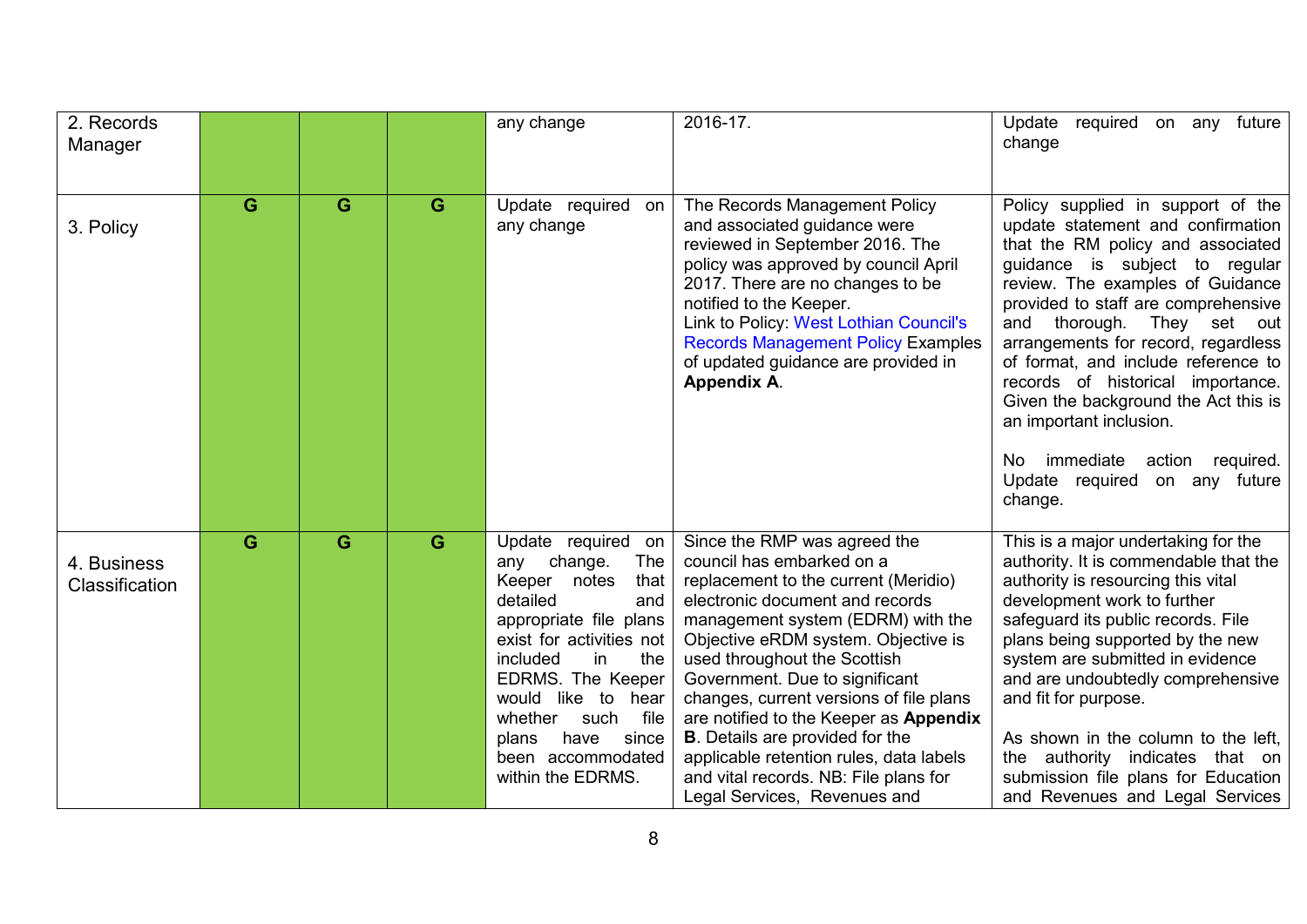| | | | | | | |
|---|---|---|---|---|---|---|
| 2. Records Manager | | | | any change | 2016-17. | Update required on any future change |
| 3. Policy | G | G | G | Update required on any change | The Records Management Policy and associated guidance were reviewed in September 2016. The policy was approved by council April 2017. There are no changes to be notified to the Keeper.<br>Link to Policy: West Lothian Council's Records Management Policy Examples of updated guidance are provided in **Appendix A**. | Policy supplied in support of the update statement and confirmation that the RM policy and associated guidance is subject to regular review. The examples of Guidance provided to staff are comprehensive and thorough. They set out arrangements for record, regardless of format, and include reference to records of historical importance. Given the background the Act this is an important inclusion.<br><br>No immediate action required. Update required on any future change. |
| 4. Business Classification | G | G | G | Update required on any change. The Keeper notes that detailed and appropriate file plans exist for activities not included in the EDRMS. The Keeper would like to hear whether such file plans have since been accommodated within the EDRMS. | Since the RMP was agreed the council has embarked on a replacement to the current (Meridio) electronic document and records management system (EDRM) with the Objective eRDM system. Objective is used throughout the Scottish Government. Due to significant changes, current versions of file plans are notified to the Keeper as **Appendix B**. Details are provided for the applicable retention rules, data labels and vital records. NB: File plans for Legal Services, Revenues and | This is a major undertaking for the authority. It is commendable that the authority is resourcing this vital development work to further safeguard its public records. File plans being supported by the new system are submitted in evidence and are undoubtedly comprehensive and fit for purpose.<br><br>As shown in the column to the left, the authority indicates that on submission file plans for Education and Revenues and Legal Services |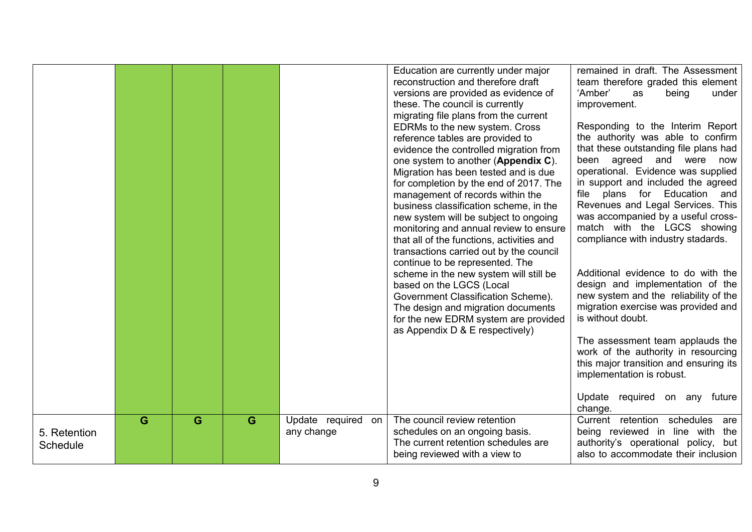|  |  |  |  |  | Education are currently under major reconstruction and therefore draft versions are provided as evidence of these. The council is currently migrating file plans from the current EDRMs to the new system. Cross reference tables are provided to evidence the controlled migration from one system to another (**Appendix C**). Migration has been tested and is due for completion by the end of 2017. The management of records within the business classification scheme, in the new system will be subject to ongoing monitoring and annual review to ensure that all of the functions, activities and transactions carried out by the council continue to be represented. The scheme in the new system will still be based on the LGCS (Local Government Classification Scheme). The design and migration documents for the new EDRM system are provided as Appendix D & E respectively) | remained in draft. The Assessment team therefore graded this element 'Amber' as being under improvement.<br><br>Responding to the Interim Report the authority was able to confirm that these outstanding file plans had been agreed and were now operational. Evidence was supplied in support and included the agreed file plans for Education and Revenues and Legal Services. This was accompanied by a useful cross-match with the LGCS showing compliance with industry stadards.<br><br>Additional evidence to do with the design and implementation of the new system and the reliability of the migration exercise was provided and is without doubt.<br><br>The assessment team applauds the work of the authority in resourcing this major transition and ensuring its implementation is robust.<br><br>Update required on any future change. |
|---|---|---|---|---|---|---|
| 5. Retention Schedule | G | G | G | Update required on any change | The council review retention schedules on an ongoing basis. The current retention schedules are being reviewed with a view to | Current retention schedules are being reviewed in line with the authority's operational policy, but also to accommodate their inclusion |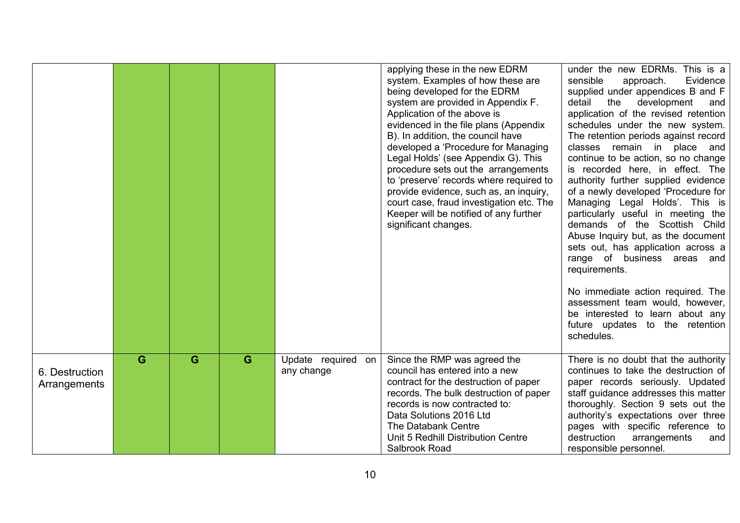| | | | | | | |
|---|---|---|---|---|---|---|
| | | | | | applying these in the new EDRM system. Examples of how these are being developed for the EDRM system are provided in Appendix F. Application of the above is evidenced in the file plans (Appendix B). In addition, the council have developed a 'Procedure for Managing Legal Holds' (see Appendix G). This procedure sets out the arrangements to 'preserve' records where required to provide evidence, such as, an inquiry, court case, fraud investigation etc. The Keeper will be notified of any further significant changes. | under the new EDRMs. This is a sensible approach. Evidence supplied under appendices B and F detail the development and application of the revised retention schedules under the new system. The retention periods against record classes remain in place and continue to be action, so no change is recorded here, in effect. The authority further supplied evidence of a newly developed 'Procedure for Managing Legal Holds'. This is particularly useful in meeting the demands of the Scottish Child Abuse Inquiry but, as the document sets out, has application across a range of business areas and requirements.<br><br>No immediate action required. The assessment team would, however, be interested to learn about any future updates to the retention schedules. |
| 6. Destruction Arrangements | G | G | G | Update required on any change | Since the RMP was agreed the council has entered into a new contract for the destruction of paper records. The bulk destruction of paper records is now contracted to:<br>Data Solutions 2016 Ltd<br>The Databank Centre<br>Unit 5 Redhill Distribution Centre<br>Salbrook Road | There is no doubt that the authority continues to take the destruction of paper records seriously. Updated staff guidance addresses this matter thoroughly. Section 9 sets out the authority's expectations over three pages with specific reference to destruction arrangements and responsible personnel. |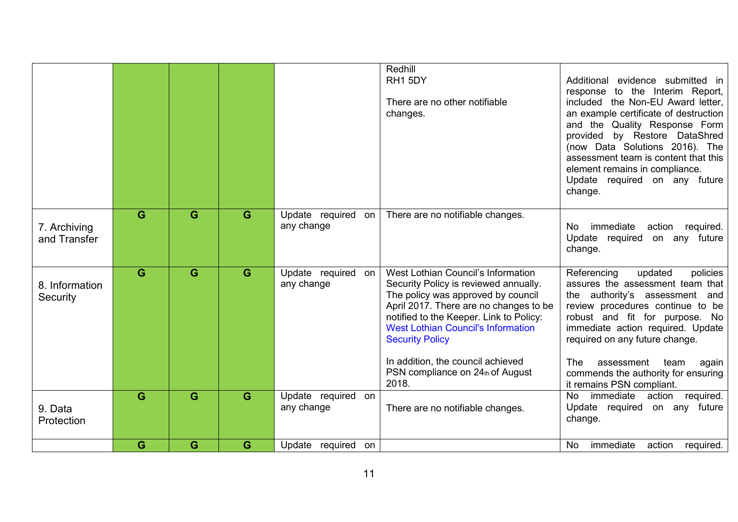| | | | | | | |
|---|---|---|---|---|---|---|
| | | | | | Redhill<br>RH1 5DY<br><br>There are no other notifiable changes. | Additional evidence submitted in response to the Interim Report, included the Non-EU Award letter, an example certificate of destruction and the Quality Response Form provided by Restore DataShred (now Data Solutions 2016). The assessment team is content that this element remains in compliance.<br>Update required on any future change. |
| 7. Archiving and Transfer | G | G | G | Update required on any change | There are no notifiable changes. | No immediate action required. Update required on any future change. |
| 8. Information Security | G | G | G | Update required on any change | West Lothian Council's Information Security Policy is reviewed annually. The policy was approved by council April 2017. There are no changes to be notified to the Keeper. Link to Policy: West Lothian Council's Information Security Policy<br><br>In addition, the council achieved PSN compliance on 24th of August 2018. | Referencing updated policies assures the assessment team that the authority's assessment and review procedures continue to be robust and fit for purpose. No immediate action required. Update required on any future change.<br><br>The assessment team again commends the authority for ensuring it remains PSN compliant. |
| 9. Data Protection | G | G | G | Update required on any change | There are no notifiable changes. | No immediate action required. Update required on any future change. |
| | G | G | G | Update required on | | No immediate action required. |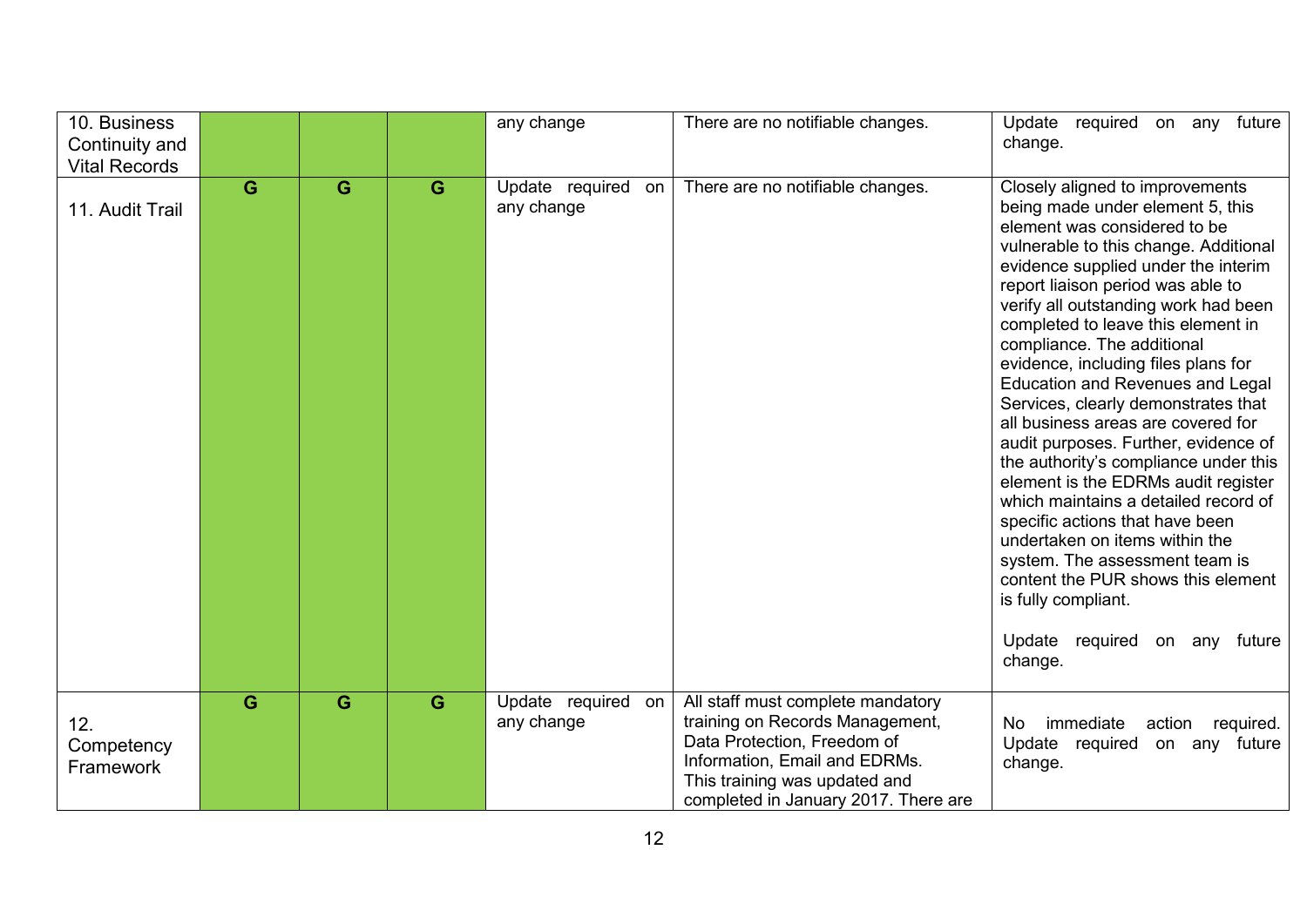| 10. Business Continuity and Vital Records | | | | any change | There are no notifiable changes. | Update required on any future change. |
|---|---|---|---|---|---|---|
| 11. Audit Trail | G | G | G | Update required on any change | There are no notifiable changes. | Closely aligned to improvements being made under element 5, this element was considered to be vulnerable to this change. Additional evidence supplied under the interim report liaison period was able to verify all outstanding work had been completed to leave this element in compliance. The additional evidence, including files plans for Education and Revenues and Legal Services, clearly demonstrates that all business areas are covered for audit purposes. Further, evidence of the authority's compliance under this element is the EDRMs audit register which maintains a detailed record of specific actions that have been undertaken on items within the system. The assessment team is content the PUR shows this element is fully compliant.<br><br>Update required on any future change. |
| 12. Competency Framework | G | G | G | Update required on any change | All staff must complete mandatory training on Records Management, Data Protection, Freedom of Information, Email and EDRMs. This training was updated and completed in January 2017. There are | No immediate action required. Update required on any future change. |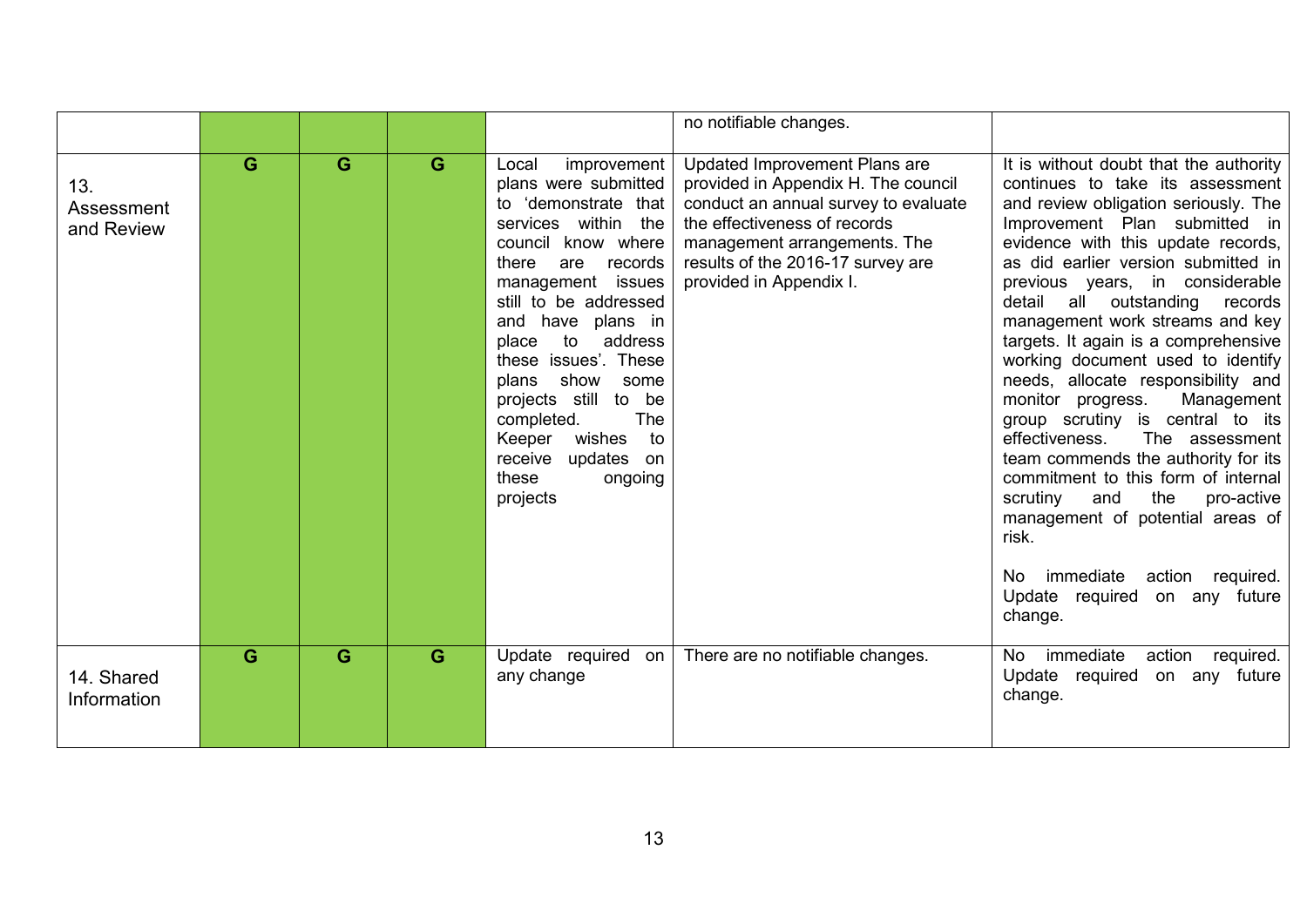| | | | | | | |
|---|---|---|---|---|---|---|
| | | | | | no notifiable changes. | |
| 13. Assessment and Review | G | G | G | Local improvement plans were submitted to 'demonstrate that services within the council know where there are records management issues still to be addressed and have plans in place to address these issues'. These plans show some projects still to be completed. The Keeper wishes to receive updates on these ongoing projects | Updated Improvement Plans are provided in Appendix H. The council conduct an annual survey to evaluate the effectiveness of records management arrangements. The results of the 2016-17 survey are provided in Appendix I. | It is without doubt that the authority continues to take its assessment and review obligation seriously. The Improvement Plan submitted in evidence with this update records, as did earlier version submitted in previous years, in considerable detail all outstanding records management work streams and key targets. It again is a comprehensive working document used to identify needs, allocate responsibility and monitor progress. Management group scrutiny is central to its effectiveness. The assessment team commends the authority for its commitment to this form of internal scrutiny and the pro-active management of potential areas of risk.<br><br>No immediate action required. Update required on any future change. |
| 14. Shared Information | G | G | G | Update required on any change | There are no notifiable changes. | No immediate action required. Update required on any future change. |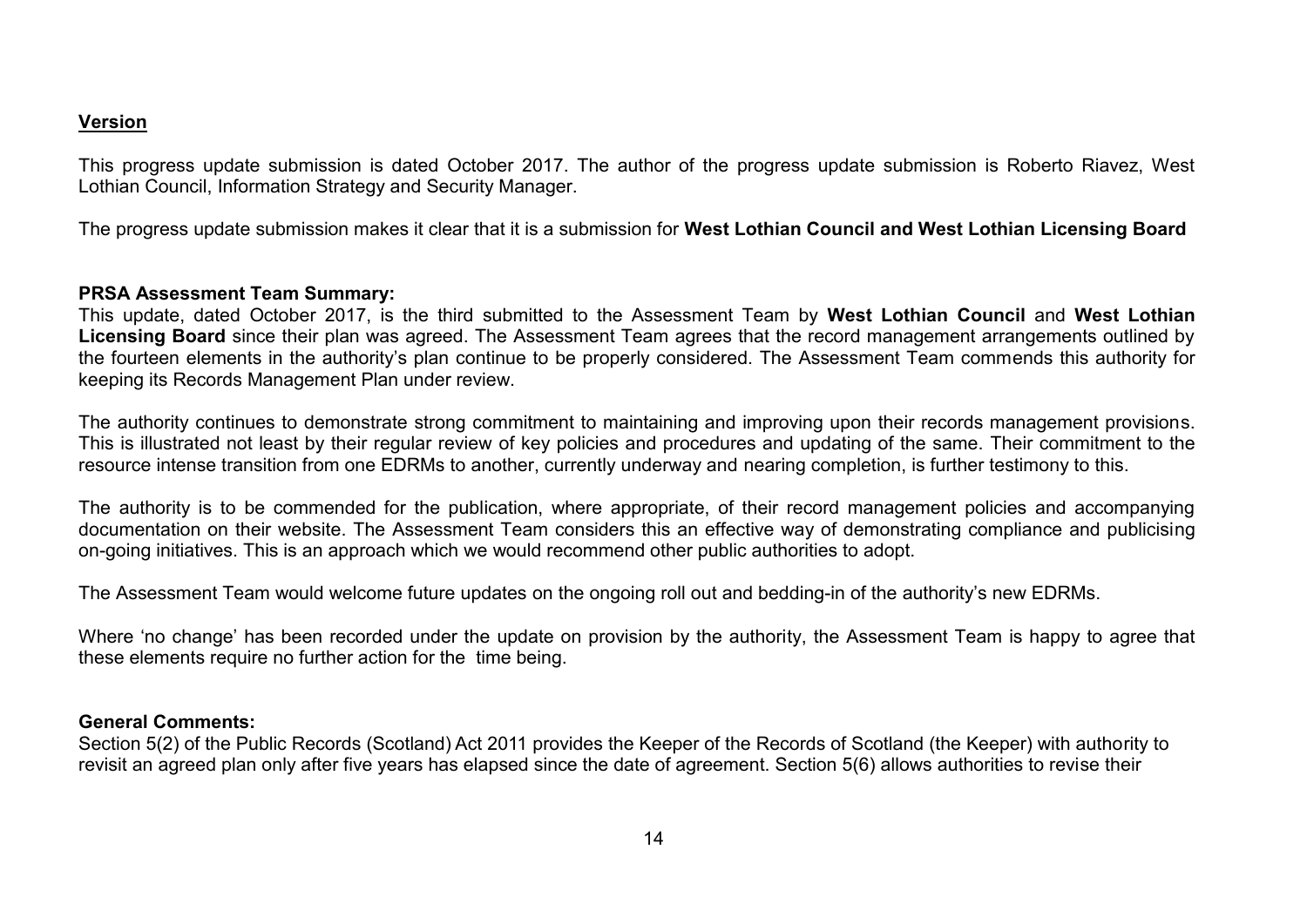**Version**

This progress update submission is dated October 2017. The author of the progress update submission is Roberto Riavez, West Lothian Council, Information Strategy and Security Manager.

The progress update submission makes it clear that it is a submission for **West Lothian Council and West Lothian Licensing Board**

**PRSA Assessment Team Summary:**
This update, dated October 2017, is the third submitted to the Assessment Team by **West Lothian Council** and **West Lothian Licensing Board** since their plan was agreed. The Assessment Team agrees that the record management arrangements outlined by the fourteen elements in the authority's plan continue to be properly considered. The Assessment Team commends this authority for keeping its Records Management Plan under review.

The authority continues to demonstrate strong commitment to maintaining and improving upon their records management provisions. This is illustrated not least by their regular review of key policies and procedures and updating of the same. Their commitment to the resource intense transition from one EDRMs to another, currently underway and nearing completion, is further testimony to this.

The authority is to be commended for the publication, where appropriate, of their record management policies and accompanying documentation on their website. The Assessment Team considers this an effective way of demonstrating compliance and publicising on-going initiatives. This is an approach which we would recommend other public authorities to adopt.

The Assessment Team would welcome future updates on the ongoing roll out and bedding-in of the authority's new EDRMs.

Where 'no change' has been recorded under the update on provision by the authority, the Assessment Team is happy to agree that these elements require no further action for the time being.

**General Comments:**
Section 5(2) of the Public Records (Scotland) Act 2011 provides the Keeper of the Records of Scotland (the Keeper) with authority to revisit an agreed plan only after five years has elapsed since the date of agreement. Section 5(6) allows authorities to revise their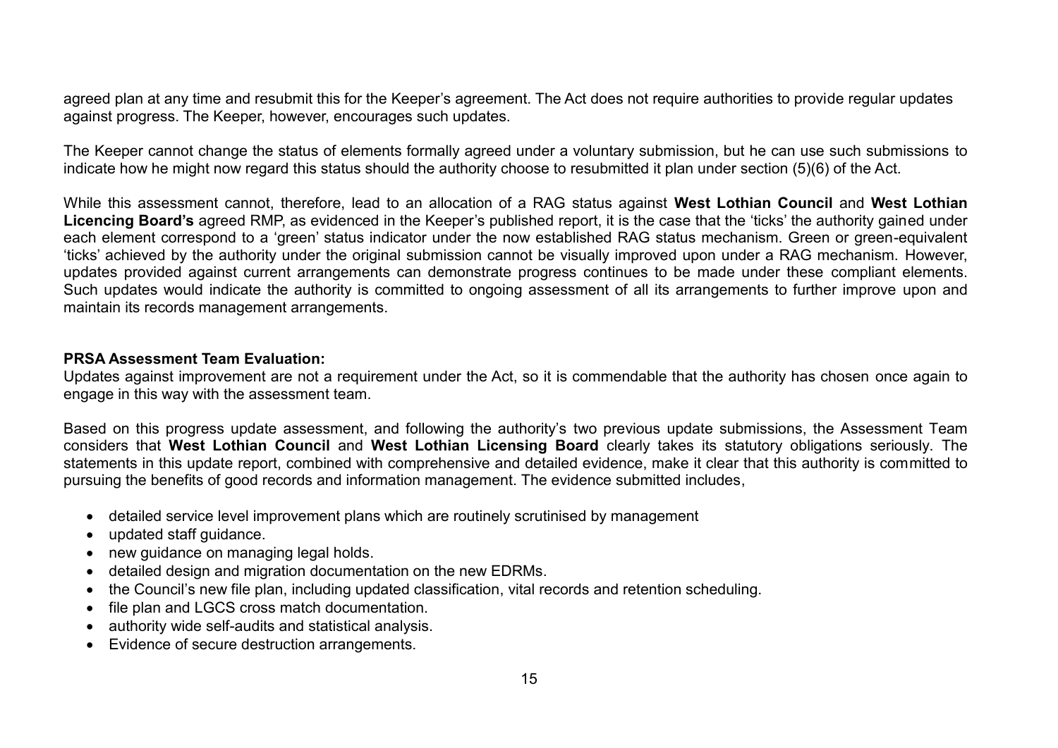agreed plan at any time and resubmit this for the Keeper's agreement. The Act does not require authorities to provide regular updates against progress. The Keeper, however, encourages such updates.

The Keeper cannot change the status of elements formally agreed under a voluntary submission, but he can use such submissions to indicate how he might now regard this status should the authority choose to resubmitted it plan under section (5)(6) of the Act.

While this assessment cannot, therefore, lead to an allocation of a RAG status against **West Lothian Council** and **West Lothian Licencing Board's** agreed RMP, as evidenced in the Keeper's published report, it is the case that the 'ticks' the authority gained under each element correspond to a 'green' status indicator under the now established RAG status mechanism. Green or green-equivalent 'ticks' achieved by the authority under the original submission cannot be visually improved upon under a RAG mechanism. However, updates provided against current arrangements can demonstrate progress continues to be made under these compliant elements. Such updates would indicate the authority is committed to ongoing assessment of all its arrangements to further improve upon and maintain its records management arrangements.

**PRSA Assessment Team Evaluation:**
Updates against improvement are not a requirement under the Act, so it is commendable that the authority has chosen once again to engage in this way with the assessment team.

Based on this progress update assessment, and following the authority's two previous update submissions, the Assessment Team considers that **West Lothian Council** and **West Lothian Licensing Board** clearly takes its statutory obligations seriously. The statements in this update report, combined with comprehensive and detailed evidence, make it clear that this authority is committed to pursuing the benefits of good records and information management. The evidence submitted includes,

- detailed service level improvement plans which are routinely scrutinised by management
- updated staff guidance.
- new guidance on managing legal holds.
- detailed design and migration documentation on the new EDRMs.
- the Council's new file plan, including updated classification, vital records and retention scheduling.
- file plan and LGCS cross match documentation.
- authority wide self-audits and statistical analysis.
- Evidence of secure destruction arrangements.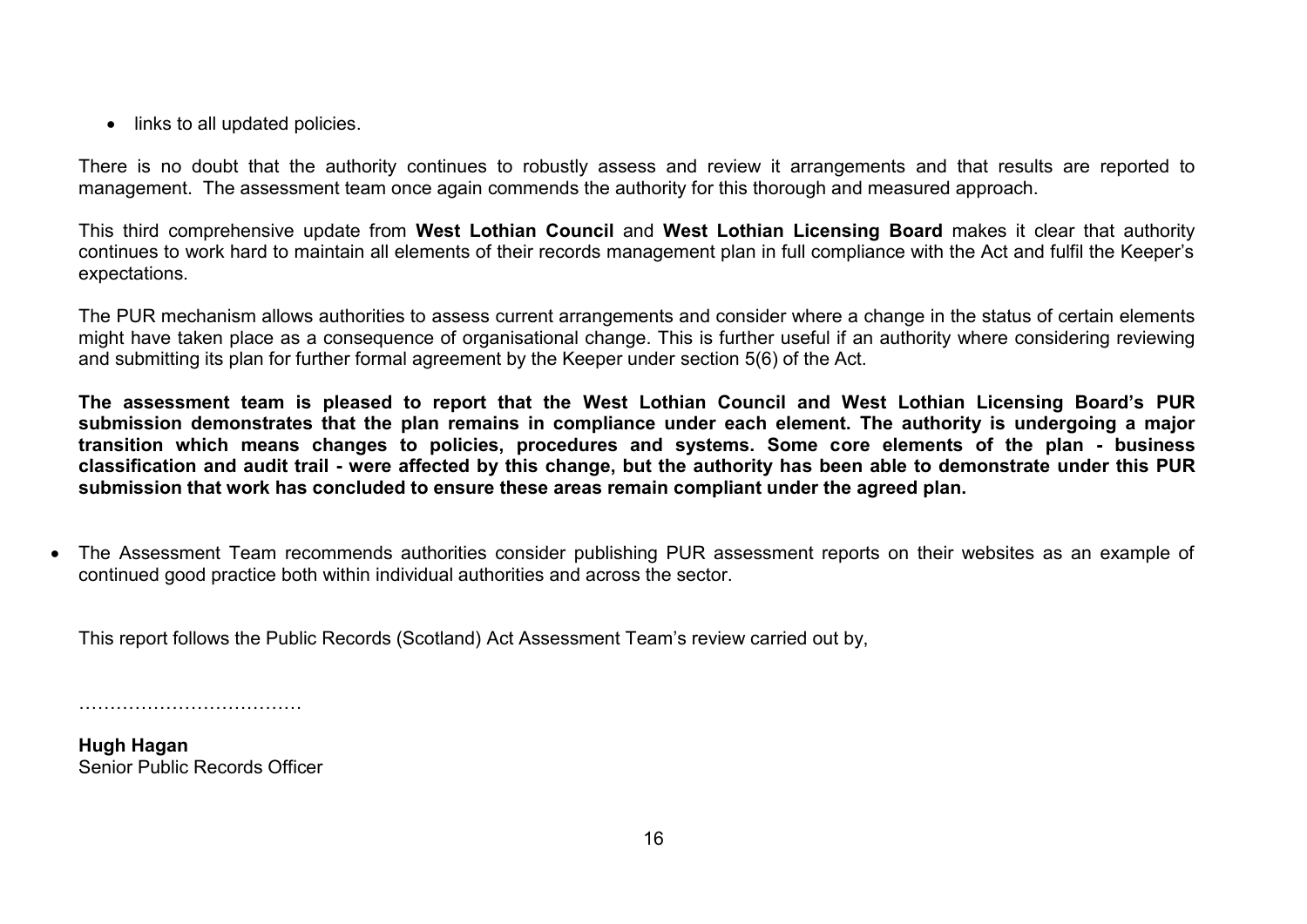- links to all updated policies.

There is no doubt that the authority continues to robustly assess and review it arrangements and that results are reported to management. The assessment team once again commends the authority for this thorough and measured approach.

This third comprehensive update from **West Lothian Council** and **West Lothian Licensing Board** makes it clear that authority continues to work hard to maintain all elements of their records management plan in full compliance with the Act and fulfil the Keeper's expectations.

The PUR mechanism allows authorities to assess current arrangements and consider where a change in the status of certain elements might have taken place as a consequence of organisational change. This is further useful if an authority where considering reviewing and submitting its plan for further formal agreement by the Keeper under section 5(6) of the Act.

**The assessment team is pleased to report that the West Lothian Council and West Lothian Licensing Board's PUR submission demonstrates that the plan remains in compliance under each element. The authority is undergoing a major transition which means changes to policies, procedures and systems. Some core elements of the plan - business classification and audit trail - were affected by this change, but the authority has been able to demonstrate under this PUR submission that work has concluded to ensure these areas remain compliant under the agreed plan.**

- The Assessment Team recommends authorities consider publishing PUR assessment reports on their websites as an example of continued good practice both within individual authorities and across the sector.

This report follows the Public Records (Scotland) Act Assessment Team's review carried out by,

………………………………

**Hugh Hagan**
Senior Public Records Officer